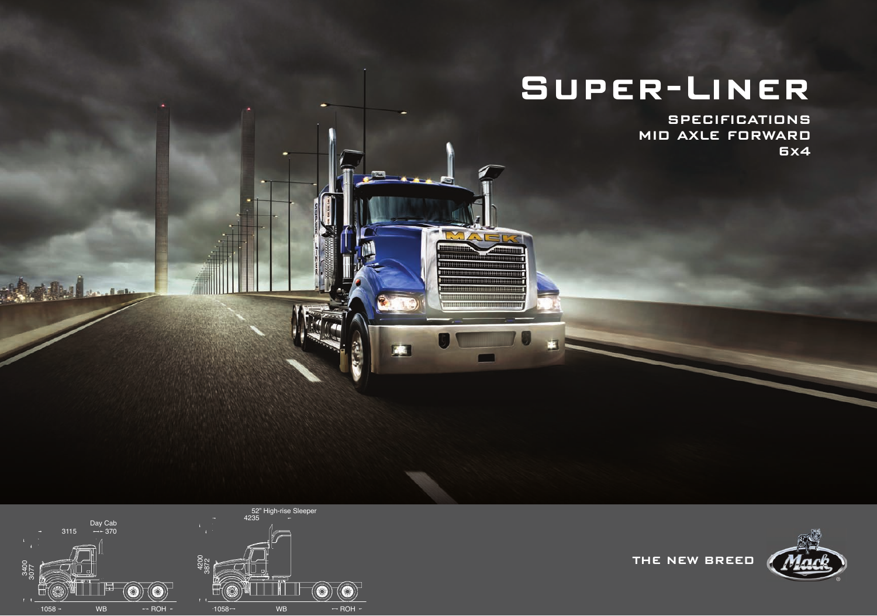# Super-Liner

## SPECIFICATIONS
## MID AXLE FORWARD
## 6x4

Day Cab

3115 370

3400
3077

1058 WB ROH

52" High-rise Sleeper

4235

4200
3872

1058 WB ROH

THE NEW BREED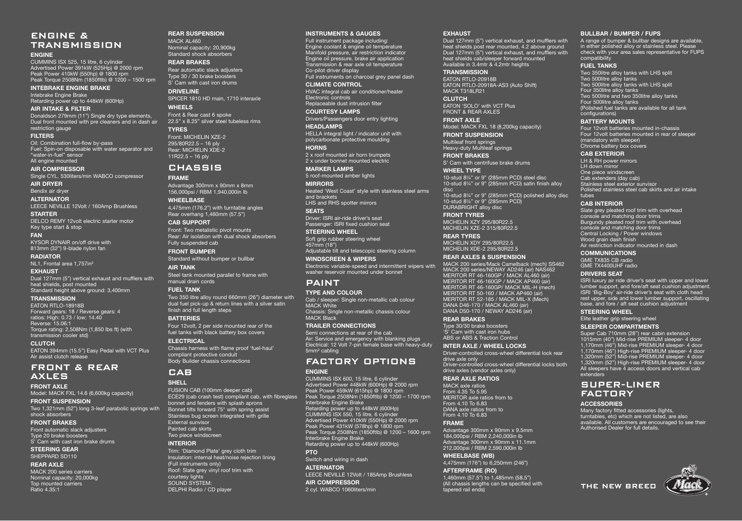# ENGINE & TRANSMISSION

### ENGINE

CUMMINS ISX 525, 15 litre, 6 cylinder
Advertised Power 391kW (525Hp) @ 2000 rpm
Peak Power 410kW (550hp) @ 1800 rpm
Peak Torque 2508Nm (1850ftlb) @ 1200 – 1500 rpm

### INTEBRAKE ENGINE BRAKE

Intebrake Engine Brake
Retarding power up to 448kW (600Hp)

### AIR INTAKE & FILTER

Donaldson 279mm (11") Single dry type elements, Dual front mounted with pre cleaners and in dash air restriction gauge

### FILTERS

Oil: Combination full-flow by-pass
Fuel: Spin-on disposable with water separator and "water-in-fuel" sensor
All engine mounted

### AIR COMPRESSOR

Single CYL. 530liters/min WABCO compressor

### AIR DRYER

Bendix air dryer

### ALTERNATOR

LEECE NEVILLE 12Volt / 160Amp Brushless

### STARTER

DELCO REMY 12volt electric starter motor
Key type start & stop

### FAN

KYSOR DYNAIR on/off drive with 813mm (32") 9-blade nylon fan

### RADIATOR

NL1, Frontal area 1,757in²

### EXHAUST

Dual 127mm (5") vertical exhaust and mufflers with heat shields, post mounted
Standard height above ground: 3,400mm

### TRANSMISSION

EATON RTLO-18918B
Forward gears: 18 / Reverse gears: 4
ratios: High: 0.73 / low: 14.40
Reverse: 15.06:1
Torque rating: 2,508Nm (1,850 lbs ft) (with transmission cooler std)

### CLUTCH

EATON 394mm (15.5") Easy Pedal with VCT Plus
Air assist clutch release

# FRONT & REAR AXLES

### FRONT AXLE

Model: MACK FXL 14.6 (6,600kg capacity)

### FRONT SUSPENSION

Two 1,321mm (52") long 3-leaf parabolic springs with shock absorbers

### FRONT BRAKES

Front automatic slack adjusters
Type 20 brake boosters
S' Cam with cast iron brake drums

### STEERING GEAR

SHEPPARD SD110

### REAR AXLE

MACK 200 series carriers
Nominal capacity: 20,000kg
Top mounted carriers
Ratio 4.35:1

### REAR SUSPENSION

MACK AL460
Nominal capacity: 20,900kg
Standard shock absorbers

### REAR BRAKES

Rear automatic slack adjusters
Type 30 / 30 brake boosters
S' Cam with cast iron drums

### DRIVELINE

SPICER 1810 HD main, 1710 interaxle

### WHEELS

Front & Rear cast 6 spoke
22.5" x 8.25" silver steel tubeless rims

### TYRES

Front: MICHELIN XZE-2
295/80R22.5 – 16 ply
Rear: MICHELIN XDE-2
11R22.5 – 16 ply

# CHASSIS

### FRAME

Advantage 300mm x 90mm x 8mm
156,000psi / RBM 1,940,000in lb

### WHEELBASE

4,475mm (176.2") with turntable angles
Rear overhang 1,460mm (57.5")

### CAB SUPPORT

Front: Two metalistic pivot mounts
Rear: Air isolation with dual shock absorbers
Fully suspended cab

### FRONT BUMPER

Standard without bumper or bullbar

### AIR TANK

Steel tank mounted parallel to frame with manual drain cords

### FUEL TANK

Two 350 litre alloy round 660mm (26") diameter with dual fuel pick-up & return lines with a silver satin finish and full length steps

### BATTERIES

Four 12volt, 2 per side mounted rear of the fuel tanks with black battery box covers

### ELECTRICAL

Chassis harness with flame proof 'fuel-haul' compliant protective conduit
Body Builder chassis connections

# CAB

### SHELL

FUSION CAB (100mm deeper cab)
ECE29 (cab crash test) compliant cab, with fibreglass bonnet and fenders with splash aprons
Bonnet tilts forward 75° with spring assist
Stainless bug screen integrated with grille
External sunvisor
Painted cab skirts
Two piece windscreen

### INTERIOR

Trim: 'Diamond Plate' grey cloth trim
Insulation: internal heat/noise rejection lining
(Full instruments only)
Roof: Slate grey vinyl roof trim with courtesy lights
SOUND SYSTEM:
DELPHI Radio / CD player

### INSTRUMENTS & GAUGES

Full instrument package including:
Engine coolant & engine oil temperature
Manifold pressure, air restriction indicator
Engine oil pressure, brake air application
Transmission & rear axle oil temperature
Co-pilot driver display
Full instruments on charcoal grey panel dash

### CLIMATE CONTROL

HVAC integral cab air conditioner/heater
Electronic controls
Replaceable dust intrusion filter

### COURTESY LAMPS

Drivers/Passengers door entry lighting

### HEADLAMPS

HELLA integral light / indicator unit with polycarbonate protective moulding

### HORNS

2 x roof mounted air horn trumpets
2 x under bonnet mounted electric

### MARKER LAMPS

5 roof-mounted amber lights

### MIRRORS

Heated 'West Coast' style with stainless steel arms and brackets
LHS and RHS spotter mirrors

### SEATS

Driver: ISRI air-ride driver's seat
Passenger: ISRI fixed cushion seat

### STEERING WHEEL

Soft grip rubber steering wheel
457mm (18")
Adjustable tilt and telescopic steering column

### WINDSCREEN & WIPERS

Electronic variable-speed and intermittent wipers with washer reservoir mounted under bonnet

# PAINT

### TYPE AND COLOUR

Cab / sleeper: Single non-metallic cab colour
MACK White
Chassis: Single non-metallic chassis colour
MACK Black

### TRAILER CONNECTIONS

Semi connections at rear of the cab
Air: Service and emergency with blanking plugs
Electrical: 12 Volt 7-pin female base with heavy-duty 5mm² cabling

# FACTORY OPTIONS

### ENGINE

CUMMINS ISX 600, 15 litre, 6 cylinder
Advertised Power 448kW (600Hp) @ 2000 rpm
Peak Power 459kW (615hp) @ 1800 rpm
Peak Torque 2508Nm (1850ftlb) @ 1200 – 1700 rpm
Interbrake Engine Brake
Retarding power up to 448kW (600Hp)
CUMMINS ISX 550, 15 litre, 6 cylinder
Advertised Power 410kW (550Hp) @ 2000 rpm
Peak Power 431kW (578hp) @ 1800 rpm
Peak Torque 2508Nm (1850ftlb) @ 1200 – 1600 rpm
Interbrake Engine Brake
Retarding power up to 448kW (600Hp)

### PTO

Switch and wiring in dash

### ALTERNATOR

LEECE NEVILLE 12Volt / 185Amp Brushless

### AIR COMPRESSOR

2 cyl. WABCO 1060liters/min

### EXHAUST

Dual 127mm (5") vertical exhaust, and mufflers with heat shields post rear mounted, 4.2 above ground
Dual 127mm (5") vertical exhaust, and mufflers with heat shields cab/sleeper forward mounted
Available in 3.4mtr & 4.2mtr heights

### TRANSMISSION

EATON RTLO-20918B
EATON RTLO-20918A-AS3 (Auto Shift)
MACK T318LR21

### CLUTCH

EATON 'SOLO' with VCT Plus
FRONT & REAR AXLES

### FRONT AXLE

Model: MACK FXL 18 (8,200kg capacity)

### FRONT SUSPENSION

Multileaf front springs
Heavy-duty Multileaf springs

### FRONT BRAKES

S' Cam with centrifuse brake drums

### WHEEL TYPE

10-stud 8¼" or 9" (285mm PCD) steel disc
10-stud 8¼" or 9" (285mm PCD) satin finish alloy disc
10-stud 8¼" or 9" (285mm PCD) polished alloy disc
10-stud 8¼" or 9" (285mm PCD)
DURABRIGHT alloy disc

### FRONT TYRES

MICHELIN XZY 295/80R22.5
MICHELIN XZE-2 315/80R22.5

### REAR TYRES

MICHELIN XDY 295/80R22.5
MICHELIN XDE-2 295/80R22.5

### REAR AXLES & SUSPENSION

MACK 200 series/Mack Camelback (mech) SS462
MACK 200 series/NEWAY AD246 (air) NAS462
MERITOR RT 46-160GP / MACK AL460 (air)
MERITOR RT 46-160GP / MACK AP460 (air)
MERITOR RT 46-160GP/ MACK MIL-H (mech)
MERITOR RT 50-160 / MACK AP460 (air)
MERITOR RT 52-185 / MACK MIL-X (Mech)
DANA D46-170 / MACK AL460 (air)
DANA D50-170 / NEWAY AD246 (air)

### REAR BRAKES

Type 30/30 brake boosters
'S' Cam with cast iron hubs
ABS or ABS & Traction Control

### INTER AXLE / WHEEL LOCKS

Driver-controlled cross-wheel differential lock rear drive axle only
Driver-controlled cross-wheel differential locks both drive axles (vendor axles only)

### REAR AXLE RATIOS

MACK axle ratios
From 4.35 To 5.95
MERITOR axle ratios from to
From 4.10 To 6.83
DANA axle ratios from to
From 4.10 To 6.83

### FRAME

Advantage 300mm x 90mm x 9.5mm
184,000psi / RBM 2,240,000in lb
Advantage 300mm x 90mm x 11.1mm
212,000psi / RBM 2,590,000in lb

### WHEELBASE (WB)

4,475mm (176") to 6,250mm (246")

### AFTERFRAME (RO)

1,460mm (57.5") to 1,485mm (58.5")
(All chassis lengths can be specified with tapered rail ends)

### BULLBAR / BUMPER / FUPS

A range of bumper & bullbar designs are available, in either polished alloy or stainless steel. Please check with your area sales representative for FUPS compatibility

### FUEL TANKS

Two 350litre alloy tanks with LHS split
Two 500litre alloy tanks
Two 500litre alloy tanks with LHS split
Four 350litre alloy tanks
Two 500litre and two 350litre alloy tanks
Four 500litre alloy tanks
(Polished fuel tanks are available for all tank configurations)

### BATTERY MOUNTS

Four 12volt batteries mounted in-chassis
Four 12volt batteries mounted in rear of sleeper (mandatory with sleeper)
Chrome battery box covers

### CAB EXTERIOR

LH & RH power mirrors
LH down mirror
One piece windscreen
Cab extenders (day cab)
Stainless steel exterior sunvisor
Polished stainless steel cab skirts and air intake tubes

### CAB INTERIOR

Slate grey pleated roof trim with overhead console and matching door trims
Burgundy pleated roof trim with overhead console and matching door trims
Central Locking / Power windows
Wood grain dash finish
Air restriction indicator mounted in dash

### COMMUNICATIONS

GME TX835 CB radio
GME TX4400UHF radio

### DRIVERS SEAT

ISRI luxury air ride driver's seat with upper and lower lumber support, and fore/aft seat cushion adjustment. ISRI 'Big-Boy' air-ride driver's seat with cloth head rest upper, side and lower lumber support, oscillating base, and fore / aft seat cushion adjustment

### STEERING WHEEL

Elite leather grip steering wheel

### SLEEPER COMPARTMENTS

Super Cab 710mm (28") rear cabin extension
1015mm (40") Mid-rise PREMIUM sleeper- 4 door
1,170mm (46") Mid-rise PREMIUM sleeper- 4 door
1,170mm (46") High-rise PREMIUM sleeper- 4 door
1,320mm (52") Mid-rise PREMIUM sleeper- 4 door
1,320mm (52") High-rise PREMIUM sleeper- 4 door
All sleepers have 4 access doors and vertical cab extenders

# SUPER-LINER FACTORY

### ACCESSORIES

Many factory fitted accessories (lights, turntables, etc) which are not listed, are also available. All customers are encouraged to see their Authorised Dealer for full details.

THE NEW BREED